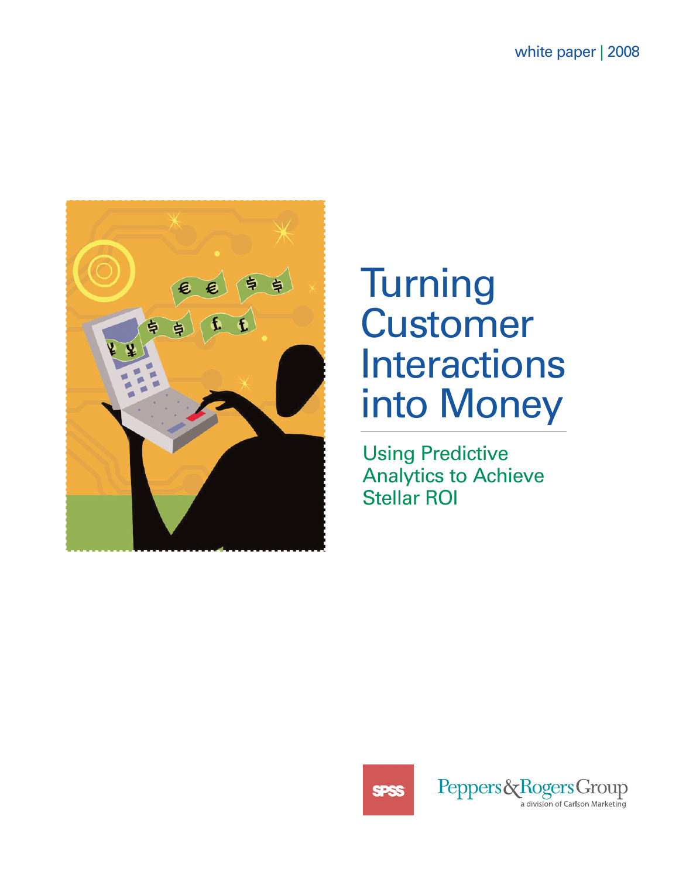white paper | 2008

# Turning Customer Interactions into Money

## Using Predictive Analytics to Achieve Stellar ROI

SPSS

Peppers&Rogers Group
a division of Carlson Marketing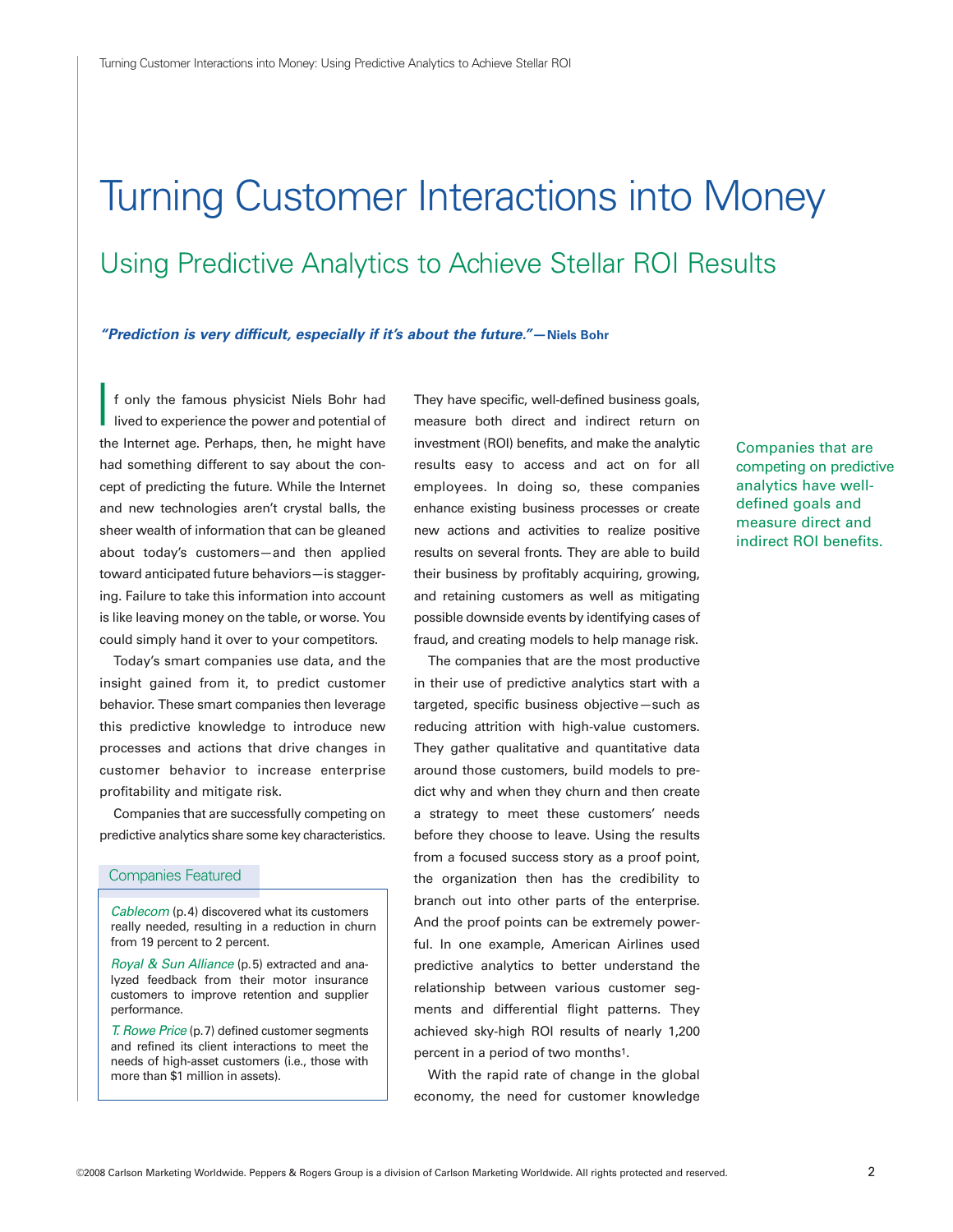# Turning Customer Interactions into Money

## Using Predictive Analytics to Achieve Stellar ROI Results

***"Prediction is very difficult, especially if it's about the future."*—Niels Bohr**

If only the famous physicist Niels Bohr had lived to experience the power and potential of the Internet age. Perhaps, then, he might have had something different to say about the concept of predicting the future. While the Internet and new technologies aren't crystal balls, the sheer wealth of information that can be gleaned about today's customers—and then applied toward anticipated future behaviors—is staggering. Failure to take this information into account is like leaving money on the table, or worse. You could simply hand it over to your competitors.

Today's smart companies use data, and the insight gained from it, to predict customer behavior. These smart companies then leverage this predictive knowledge to introduce new processes and actions that drive changes in customer behavior to increase enterprise profitability and mitigate risk.

Companies that are successfully competing on predictive analytics share some key characteristics.

> **Companies Featured**
>
> *Cablecom* (p.4) discovered what its customers really needed, resulting in a reduction in churn from 19 percent to 2 percent.
>
> *Royal & Sun Alliance* (p.5) extracted and analyzed feedback from their motor insurance customers to improve retention and supplier performance.
>
> *T. Rowe Price* (p.7) defined customer segments and refined its client interactions to meet the needs of high-asset customers (i.e., those with more than $1 million in assets).

They have specific, well-defined business goals, measure both direct and indirect return on investment (ROI) benefits, and make the analytic results easy to access and act on for all employees. In doing so, these companies enhance existing business processes or create new actions and activities to realize positive results on several fronts. They are able to build their business by profitably acquiring, growing, and retaining customers as well as mitigating possible downside events by identifying cases of fraud, and creating models to help manage risk.

> Companies that are competing on predictive analytics have well-defined goals and measure direct and indirect ROI benefits.

The companies that are the most productive in their use of predictive analytics start with a targeted, specific business objective—such as reducing attrition with high-value customers. They gather qualitative and quantitative data around those customers, build models to predict why and when they churn and then create a strategy to meet these customers' needs before they choose to leave. Using the results from a focused success story as a proof point, the organization then has the credibility to branch out into other parts of the enterprise. And the proof points can be extremely powerful. In one example, American Airlines used predictive analytics to better understand the relationship between various customer segments and differential flight patterns. They achieved sky-high ROI results of nearly 1,200 percent in a period of two months[1].

With the rapid rate of change in the global economy, the need for customer knowledge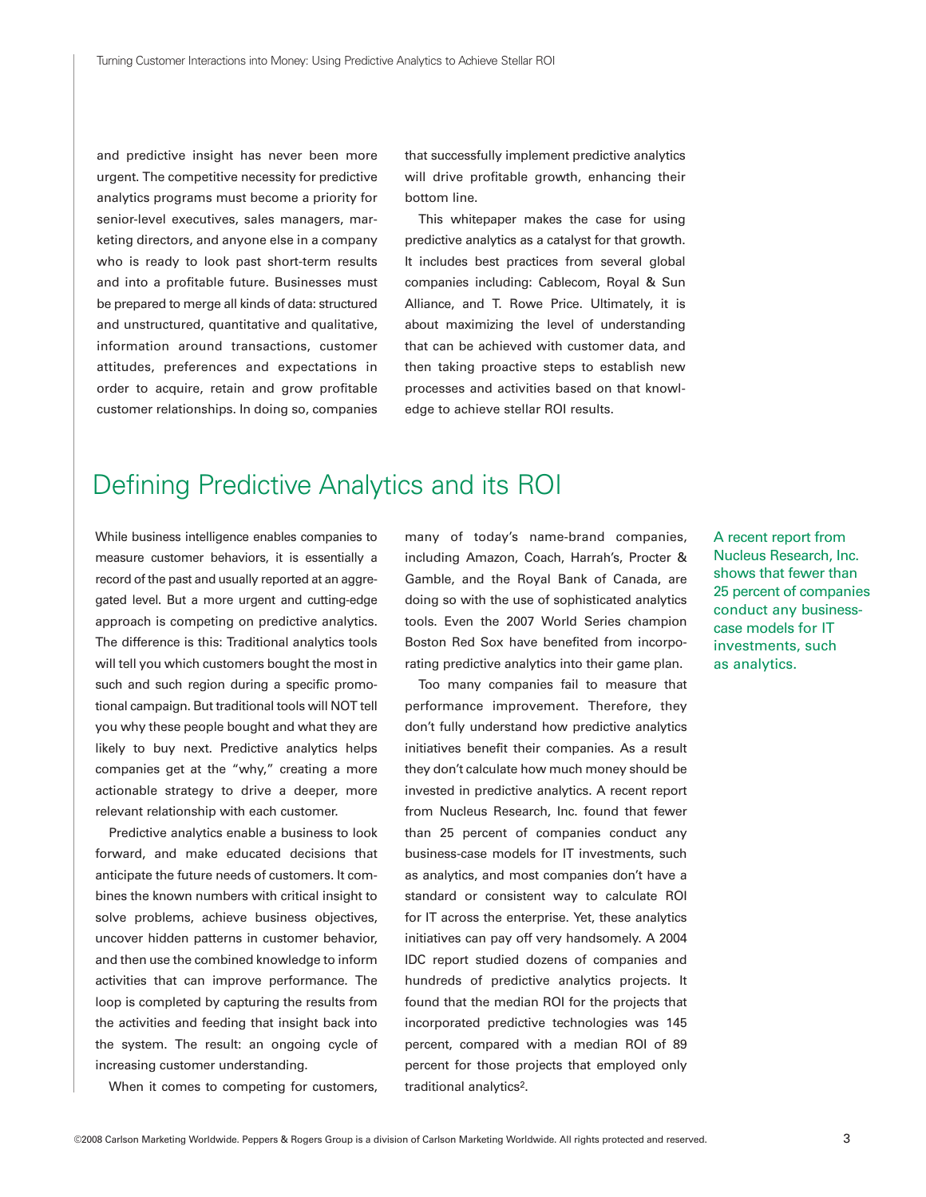and predictive insight has never been more urgent. The competitive necessity for predictive analytics programs must become a priority for senior-level executives, sales managers, marketing directors, and anyone else in a company who is ready to look past short-term results and into a profitable future. Businesses must be prepared to merge all kinds of data: structured and unstructured, quantitative and qualitative, information around transactions, customer attitudes, preferences and expectations in order to acquire, retain and grow profitable customer relationships. In doing so, companies that successfully implement predictive analytics will drive profitable growth, enhancing their bottom line.

This whitepaper makes the case for using predictive analytics as a catalyst for that growth. It includes best practices from several global companies including: Cablecom, Royal & Sun Alliance, and T. Rowe Price. Ultimately, it is about maximizing the level of understanding that can be achieved with customer data, and then taking proactive steps to establish new processes and activities based on that knowledge to achieve stellar ROI results.

## Defining Predictive Analytics and its ROI

While business intelligence enables companies to measure customer behaviors, it is essentially a record of the past and usually reported at an aggregated level. But a more urgent and cutting-edge approach is competing on predictive analytics. The difference is this: Traditional analytics tools will tell you which customers bought the most in such and such region during a specific promotional campaign. But traditional tools will NOT tell you why these people bought and what they are likely to buy next. Predictive analytics helps companies get at the "why," creating a more actionable strategy to drive a deeper, more relevant relationship with each customer.

Predictive analytics enable a business to look forward, and make educated decisions that anticipate the future needs of customers. It combines the known numbers with critical insight to solve problems, achieve business objectives, uncover hidden patterns in customer behavior, and then use the combined knowledge to inform activities that can improve performance. The loop is completed by capturing the results from the activities and feeding that insight back into the system. The result: an ongoing cycle of increasing customer understanding.

When it comes to competing for customers, many of today's name-brand companies, including Amazon, Coach, Harrah's, Procter & Gamble, and the Royal Bank of Canada, are doing so with the use of sophisticated analytics tools. Even the 2007 World Series champion Boston Red Sox have benefited from incorporating predictive analytics into their game plan.

Too many companies fail to measure that performance improvement. Therefore, they don't fully understand how predictive analytics initiatives benefit their companies. As a result they don't calculate how much money should be invested in predictive analytics. A recent report from Nucleus Research, Inc. found that fewer than 25 percent of companies conduct any business-case models for IT investments, such as analytics, and most companies don't have a standard or consistent way to calculate ROI for IT across the enterprise. Yet, these analytics initiatives can pay off very handsomely. A 2004 IDC report studied dozens of companies and hundreds of predictive analytics projects. It found that the median ROI for the projects that incorporated predictive technologies was 145 percent, compared with a median ROI of 89 percent for those projects that employed only traditional analytics[2].

A recent report from Nucleus Research, Inc. shows that fewer than 25 percent of companies conduct any business-case models for IT investments, such as analytics.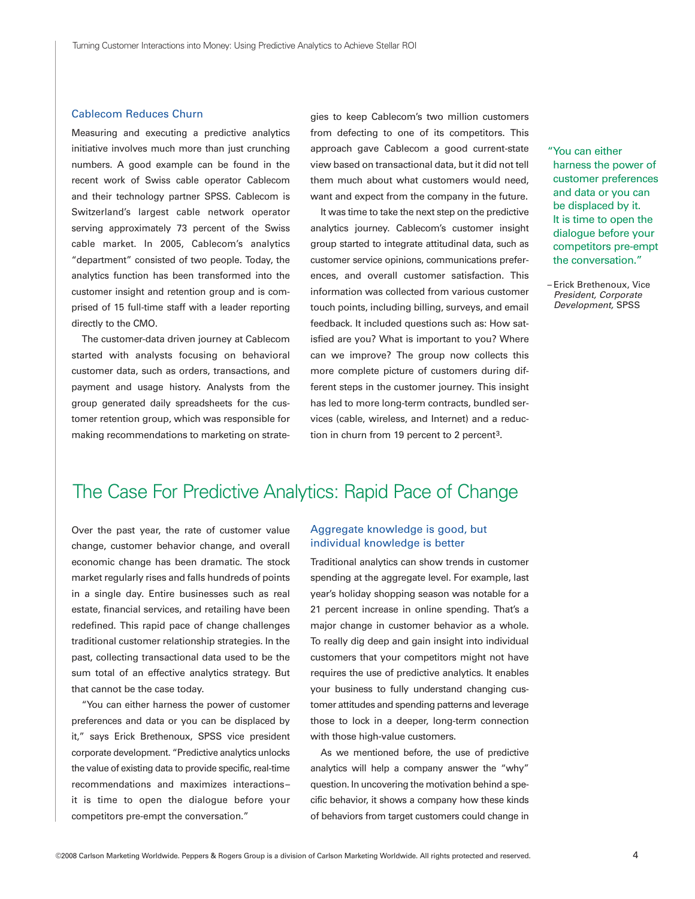### Cablecom Reduces Churn

Measuring and executing a predictive analytics initiative involves much more than just crunching numbers. A good example can be found in the recent work of Swiss cable operator Cablecom and their technology partner SPSS. Cablecom is Switzerland's largest cable network operator serving approximately 73 percent of the Swiss cable market. In 2005, Cablecom's analytics "department" consisted of two people. Today, the analytics function has been transformed into the customer insight and retention group and is comprised of 15 full-time staff with a leader reporting directly to the CMO.

The customer-data driven journey at Cablecom started with analysts focusing on behavioral customer data, such as orders, transactions, and payment and usage history. Analysts from the group generated daily spreadsheets for the customer retention group, which was responsible for making recommendations to marketing on strategies to keep Cablecom's two million customers from defecting to one of its competitors. This approach gave Cablecom a good current-state view based on transactional data, but it did not tell them much about what customers would need, want and expect from the company in the future.

It was time to take the next step on the predictive analytics journey. Cablecom's customer insight group started to integrate attitudinal data, such as customer service opinions, communications preferences, and overall customer satisfaction. This information was collected from various customer touch points, including billing, surveys, and email feedback. It included questions such as: How satisfied are you? What is important to you? Where can we improve? The group now collects this more complete picture of customers during different steps in the customer journey. This insight has led to more long-term contracts, bundled services (cable, wireless, and Internet) and a reduction in churn from 19 percent to 2 percent[3].

> "You can either harness the power of customer preferences and data or you can be displaced by it. It is time to open the dialogue before your competitors pre-empt the conversation."
>
> – Erick Brethenoux, Vice *President, Corporate Development,* SPSS

## The Case For Predictive Analytics: Rapid Pace of Change

Over the past year, the rate of customer value change, customer behavior change, and overall economic change has been dramatic. The stock market regularly rises and falls hundreds of points in a single day. Entire businesses such as real estate, financial services, and retailing have been redefined. This rapid pace of change challenges traditional customer relationship strategies. In the past, collecting transactional data used to be the sum total of an effective analytics strategy. But that cannot be the case today.

"You can either harness the power of customer preferences and data or you can be displaced by it," says Erick Brethenoux, SPSS vice president corporate development. "Predictive analytics unlocks the value of existing data to provide specific, real-time recommendations and maximizes interactions– it is time to open the dialogue before your competitors pre-empt the conversation."

### Aggregate knowledge is good, but individual knowledge is better

Traditional analytics can show trends in customer spending at the aggregate level. For example, last year's holiday shopping season was notable for a 21 percent increase in online spending. That's a major change in customer behavior as a whole. To really dig deep and gain insight into individual customers that your competitors might not have requires the use of predictive analytics. It enables your business to fully understand changing customer attitudes and spending patterns and leverage those to lock in a deeper, long-term connection with those high-value customers.

As we mentioned before, the use of predictive analytics will help a company answer the "why" question. In uncovering the motivation behind a specific behavior, it shows a company how these kinds of behaviors from target customers could change in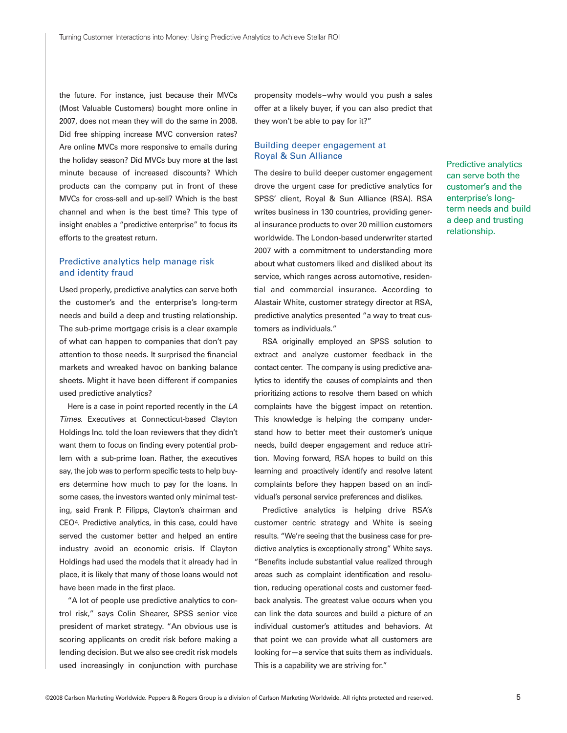the future. For instance, just because their MVCs (Most Valuable Customers) bought more online in 2007, does not mean they will do the same in 2008. Did free shipping increase MVC conversion rates? Are online MVCs more responsive to emails during the holiday season? Did MVCs buy more at the last minute because of increased discounts? Which products can the company put in front of these MVCs for cross-sell and up-sell? Which is the best channel and when is the best time? This type of insight enables a "predictive enterprise" to focus its efforts to the greatest return.

## Predictive analytics help manage risk and identity fraud

Used properly, predictive analytics can serve both the customer's and the enterprise's long-term needs and build a deep and trusting relationship. The sub-prime mortgage crisis is a clear example of what can happen to companies that don't pay attention to those needs. It surprised the financial markets and wreaked havoc on banking balance sheets. Might it have been different if companies used predictive analytics?

Here is a case in point reported recently in the *LA Times*. Executives at Connecticut-based Clayton Holdings Inc. told the loan reviewers that they didn't want them to focus on finding every potential problem with a sub-prime loan. Rather, the executives say, the job was to perform specific tests to help buyers determine how much to pay for the loans. In some cases, the investors wanted only minimal testing, said Frank P. Filipps, Clayton's chairman and CEO[4]. Predictive analytics, in this case, could have served the customer better and helped an entire industry avoid an economic crisis. If Clayton Holdings had used the models that it already had in place, it is likely that many of those loans would not have been made in the first place.

"A lot of people use predictive analytics to control risk," says Colin Shearer, SPSS senior vice president of market strategy. "An obvious use is scoring applicants on credit risk before making a lending decision. But we also see credit risk models used increasingly in conjunction with purchase propensity models–why would you push a sales offer at a likely buyer, if you can also predict that they won't be able to pay for it?"

## Building deeper engagement at Royal & Sun Alliance

The desire to build deeper customer engagement drove the urgent case for predictive analytics for SPSS' client, Royal & Sun Alliance (RSA). RSA writes business in 130 countries, providing general insurance products to over 20 million customers worldwide. The London-based underwriter started 2007 with a commitment to understanding more about what customers liked and disliked about its service, which ranges across automotive, residential and commercial insurance. According to Alastair White, customer strategy director at RSA, predictive analytics presented "a way to treat customers as individuals."

RSA originally employed an SPSS solution to extract and analyze customer feedback in the contact center. The company is using predictive analytics to identify the causes of complaints and then prioritizing actions to resolve them based on which complaints have the biggest impact on retention. This knowledge is helping the company understand how to better meet their customer's unique needs, build deeper engagement and reduce attrition. Moving forward, RSA hopes to build on this learning and proactively identify and resolve latent complaints before they happen based on an individual's personal service preferences and dislikes.

Predictive analytics is helping drive RSA's customer centric strategy and White is seeing results. "We're seeing that the business case for predictive analytics is exceptionally strong" White says. "Benefits include substantial value realized through areas such as complaint identification and resolution, reducing operational costs and customer feedback analysis. The greatest value occurs when you can link the data sources and build a picture of an individual customer's attitudes and behaviors. At that point we can provide what all customers are looking for—a service that suits them as individuals. This is a capability we are striving for."

Predictive analytics can serve both the customer's and the enterprise's long-term needs and build a deep and trusting relationship.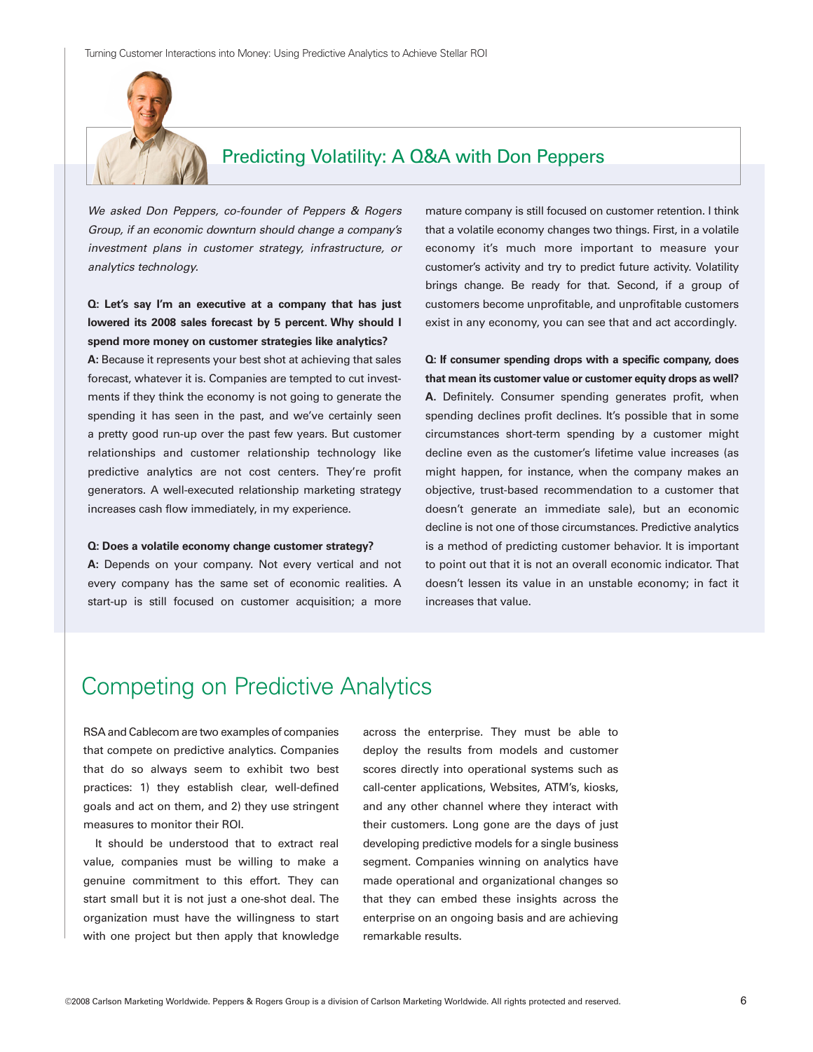## Predicting Volatility: A Q&A with Don Peppers

*We asked Don Peppers, co-founder of Peppers & Rogers Group, if an economic downturn should change a company's investment plans in customer strategy, infrastructure, or analytics technology.*

**Q: Let's say I'm an executive at a company that has just lowered its 2008 sales forecast by 5 percent. Why should I spend more money on customer strategies like analytics?**

**A:** Because it represents your best shot at achieving that sales forecast, whatever it is. Companies are tempted to cut investments if they think the economy is not going to generate the spending it has seen in the past, and we've certainly seen a pretty good run-up over the past few years. But customer relationships and customer relationship technology like predictive analytics are not cost centers. They're profit generators. A well-executed relationship marketing strategy increases cash flow immediately, in my experience.

**Q: Does a volatile economy change customer strategy?**

**A:** Depends on your company. Not every vertical and not every company has the same set of economic realities. A start-up is still focused on customer acquisition; a more mature company is still focused on customer retention. I think that a volatile economy changes two things. First, in a volatile economy it's much more important to measure your customer's activity and try to predict future activity. Volatility brings change. Be ready for that. Second, if a group of customers become unprofitable, and unprofitable customers exist in any economy, you can see that and act accordingly.

**Q: If consumer spending drops with a specific company, does that mean its customer value or customer equity drops as well?**

**A.** Definitely. Consumer spending generates profit, when spending declines profit declines. It's possible that in some circumstances short-term spending by a customer might decline even as the customer's lifetime value increases (as might happen, for instance, when the company makes an objective, trust-based recommendation to a customer that doesn't generate an immediate sale), but an economic decline is not one of those circumstances. Predictive analytics is a method of predicting customer behavior. It is important to point out that it is not an overall economic indicator. That doesn't lessen its value in an unstable economy; in fact it increases that value.

# Competing on Predictive Analytics

RSA and Cablecom are two examples of companies that compete on predictive analytics. Companies that do so always seem to exhibit two best practices: 1) they establish clear, well-defined goals and act on them, and 2) they use stringent measures to monitor their ROI.

It should be understood that to extract real value, companies must be willing to make a genuine commitment to this effort. They can start small but it is not just a one-shot deal. The organization must have the willingness to start with one project but then apply that knowledge across the enterprise. They must be able to deploy the results from models and customer scores directly into operational systems such as call-center applications, Websites, ATM's, kiosks, and any other channel where they interact with their customers. Long gone are the days of just developing predictive models for a single business segment. Companies winning on analytics have made operational and organizational changes so that they can embed these insights across the enterprise on an ongoing basis and are achieving remarkable results.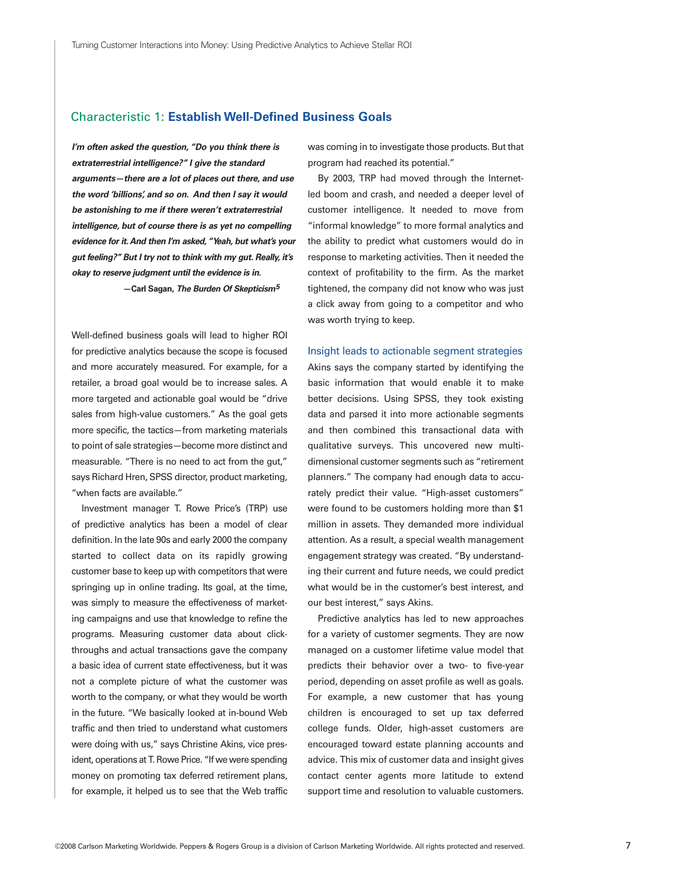## Characteristic 1: **Establish Well-Defined Business Goals**

***I'm often asked the question, "Do you think there is extraterrestrial intelligence?" I give the standard arguments—there are a lot of places out there, and use the word 'billions', and so on. And then I say it would be astonishing to me if there weren't extraterrestrial intelligence, but of course there is as yet no compelling evidence for it. And then I'm asked, "Yeah, but what's your gut feeling?" But I try not to think with my gut. Really, it's okay to reserve judgment until the evidence is in.***

**—Carl Sagan, *The Burden Of Skepticism*[5]**

Well-defined business goals will lead to higher ROI for predictive analytics because the scope is focused and more accurately measured. For example, for a retailer, a broad goal would be to increase sales. A more targeted and actionable goal would be "drive sales from high-value customers." As the goal gets more specific, the tactics—from marketing materials to point of sale strategies—become more distinct and measurable. "There is no need to act from the gut," says Richard Hren, SPSS director, product marketing, "when facts are available."

Investment manager T. Rowe Price's (TRP) use of predictive analytics has been a model of clear definition. In the late 90s and early 2000 the company started to collect data on its rapidly growing customer base to keep up with competitors that were springing up in online trading. Its goal, at the time, was simply to measure the effectiveness of marketing campaigns and use that knowledge to refine the programs. Measuring customer data about click-throughs and actual transactions gave the company a basic idea of current state effectiveness, but it was not a complete picture of what the customer was worth to the company, or what they would be worth in the future. "We basically looked at in-bound Web traffic and then tried to understand what customers were doing with us," says Christine Akins, vice president, operations at T. Rowe Price. "If we were spending money on promoting tax deferred retirement plans, for example, it helped us to see that the Web traffic was coming in to investigate those products. But that program had reached its potential."

By 2003, TRP had moved through the Internet-led boom and crash, and needed a deeper level of customer intelligence. It needed to move from "informal knowledge" to more formal analytics and the ability to predict what customers would do in response to marketing activities. Then it needed the context of profitability to the firm. As the market tightened, the company did not know who was just a click away from going to a competitor and who was worth trying to keep.

### Insight leads to actionable segment strategies

Akins says the company started by identifying the basic information that would enable it to make better decisions. Using SPSS, they took existing data and parsed it into more actionable segments and then combined this transactional data with qualitative surveys. This uncovered new multi-dimensional customer segments such as "retirement planners." The company had enough data to accurately predict their value. "High-asset customers" were found to be customers holding more than $1 million in assets. They demanded more individual attention. As a result, a special wealth management engagement strategy was created. "By understanding their current and future needs, we could predict what would be in the customer's best interest, and our best interest," says Akins.

Predictive analytics has led to new approaches for a variety of customer segments. They are now managed on a customer lifetime value model that predicts their behavior over a two- to five-year period, depending on asset profile as well as goals. For example, a new customer that has young children is encouraged to set up tax deferred college funds. Older, high-asset customers are encouraged toward estate planning accounts and advice. This mix of customer data and insight gives contact center agents more latitude to extend support time and resolution to valuable customers.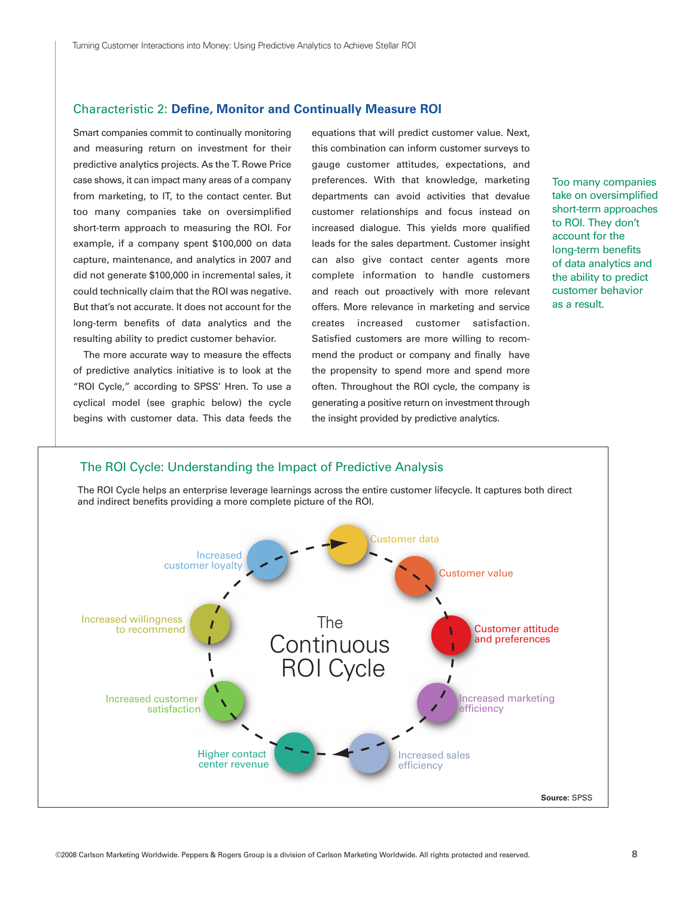## Characteristic 2: **Define, Monitor and Continually Measure ROI**

Smart companies commit to continually monitoring and measuring return on investment for their predictive analytics projects. As the T. Rowe Price case shows, it can impact many areas of a company from marketing, to IT, to the contact center. But too many companies take on oversimplified short-term approach to measuring the ROI. For example, if a company spent $100,000 on data capture, maintenance, and analytics in 2007 and did not generate $100,000 in incremental sales, it could technically claim that the ROI was negative. But that's not accurate. It does not account for the long-term benefits of data analytics and the resulting ability to predict customer behavior.

The more accurate way to measure the effects of predictive analytics initiative is to look at the "ROI Cycle," according to SPSS' Hren. To use a cyclical model (see graphic below) the cycle begins with customer data. This data feeds the equations that will predict customer value. Next, this combination can inform customer surveys to gauge customer attitudes, expectations, and preferences. With that knowledge, marketing departments can avoid activities that devalue customer relationships and focus instead on increased dialogue. This yields more qualified leads for the sales department. Customer insight can also give contact center agents more complete information to handle customers and reach out proactively with more relevant offers. More relevance in marketing and service creates increased customer satisfaction. Satisfied customers are more willing to recommend the product or company and finally have the propensity to spend more and spend more often. Throughout the ROI cycle, the company is generating a positive return on investment through the insight provided by predictive analytics.

> Too many companies take on oversimplified short-term approaches to ROI. They don't account for the long-term benefits of data analytics and the ability to predict customer behavior as a result.

### The ROI Cycle: Understanding the Impact of Predictive Analysis

The ROI Cycle helps an enterprise leverage learnings across the entire customer lifecycle. It captures both direct and indirect benefits providing a more complete picture of the ROI.

**The Continuous ROI Cycle**

- Customer data
- Customer value
- Customer attitude and preferences
- Increased marketing efficiency
- Increased sales efficiency
- Higher contact center revenue
- Increased customer satisfaction
- Increased willingness to recommend
- Increased customer loyalty

**Source:** SPSS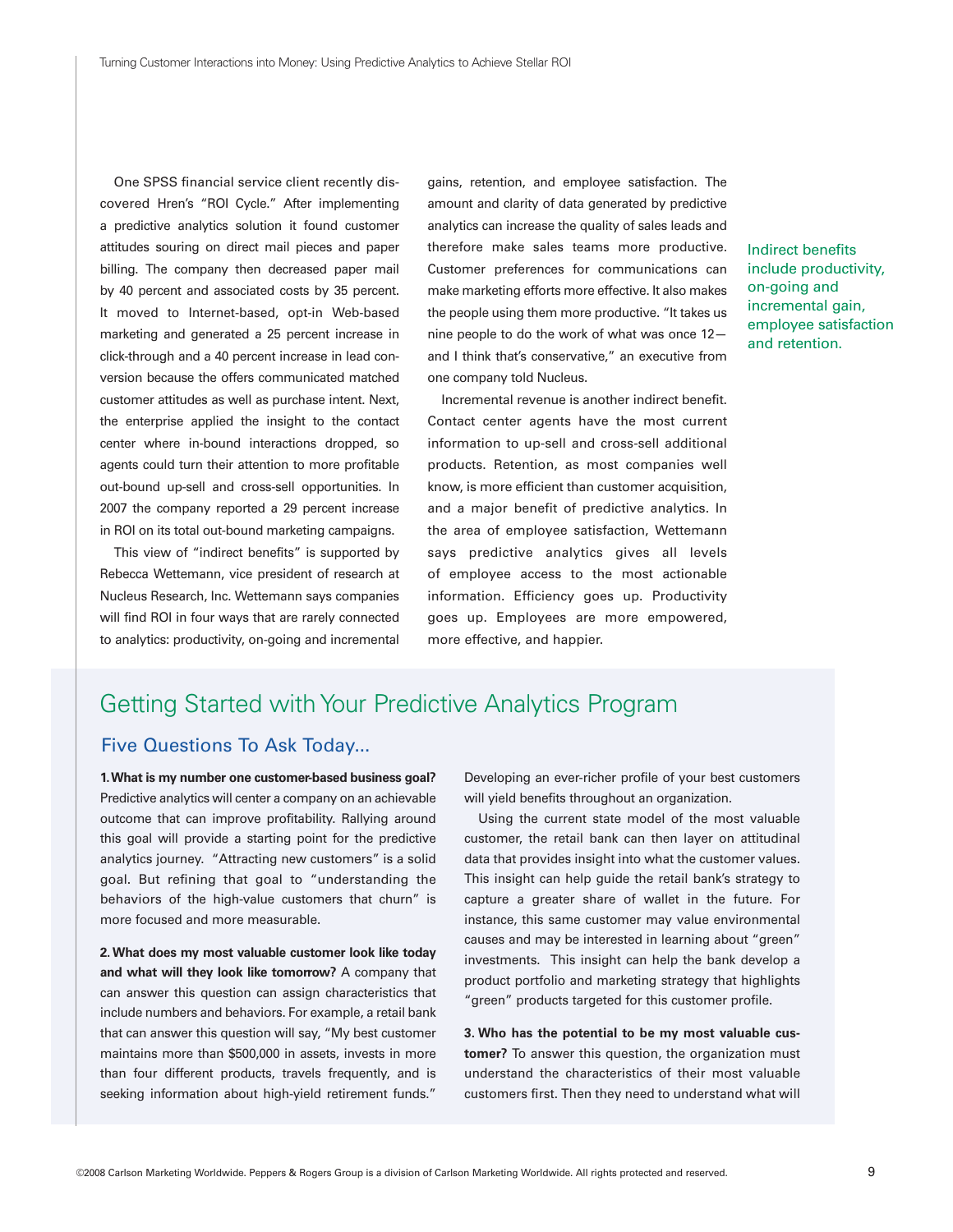One SPSS financial service client recently discovered Hren's "ROI Cycle." After implementing a predictive analytics solution it found customer attitudes souring on direct mail pieces and paper billing. The company then decreased paper mail by 40 percent and associated costs by 35 percent. It moved to Internet-based, opt-in Web-based marketing and generated a 25 percent increase in click-through and a 40 percent increase in lead conversion because the offers communicated matched customer attitudes as well as purchase intent. Next, the enterprise applied the insight to the contact center where in-bound interactions dropped, so agents could turn their attention to more profitable out-bound up-sell and cross-sell opportunities. In 2007 the company reported a 29 percent increase in ROI on its total out-bound marketing campaigns.

This view of "indirect benefits" is supported by Rebecca Wettemann, vice president of research at Nucleus Research, Inc. Wettemann says companies will find ROI in four ways that are rarely connected to analytics: productivity, on-going and incremental gains, retention, and employee satisfaction. The amount and clarity of data generated by predictive analytics can increase the quality of sales leads and therefore make sales teams more productive. Customer preferences for communications can make marketing efforts more effective. It also makes the people using them more productive. "It takes us nine people to do the work of what was once 12—and I think that's conservative," an executive from one company told Nucleus.

Incremental revenue is another indirect benefit. Contact center agents have the most current information to up-sell and cross-sell additional products. Retention, as most companies well know, is more efficient than customer acquisition, and a major benefit of predictive analytics. In the area of employee satisfaction, Wettemann says predictive analytics gives all levels of employee access to the most actionable information. Efficiency goes up. Productivity goes up. Employees are more empowered, more effective, and happier.

Indirect benefits include productivity, on-going and incremental gain, employee satisfaction and retention.

## Getting Started with Your Predictive Analytics Program

### Five Questions To Ask Today...

**1. What is my number one customer-based business goal?** Predictive analytics will center a company on an achievable outcome that can improve profitability. Rallying around this goal will provide a starting point for the predictive analytics journey. "Attracting new customers" is a solid goal. But refining that goal to "understanding the behaviors of the high-value customers that churn" is more focused and more measurable.

**2. What does my most valuable customer look like today and what will they look like tomorrow?** A company that can answer this question can assign characteristics that include numbers and behaviors. For example, a retail bank that can answer this question will say, "My best customer maintains more than $500,000 in assets, invests in more than four different products, travels frequently, and is seeking information about high-yield retirement funds." Developing an ever-richer profile of your best customers will yield benefits throughout an organization.

Using the current state model of the most valuable customer, the retail bank can then layer on attitudinal data that provides insight into what the customer values. This insight can help guide the retail bank's strategy to capture a greater share of wallet in the future. For instance, this same customer may value environmental causes and may be interested in learning about "green" investments. This insight can help the bank develop a product portfolio and marketing strategy that highlights "green" products targeted for this customer profile.

**3. Who has the potential to be my most valuable customer?** To answer this question, the organization must understand the characteristics of their most valuable customers first. Then they need to understand what will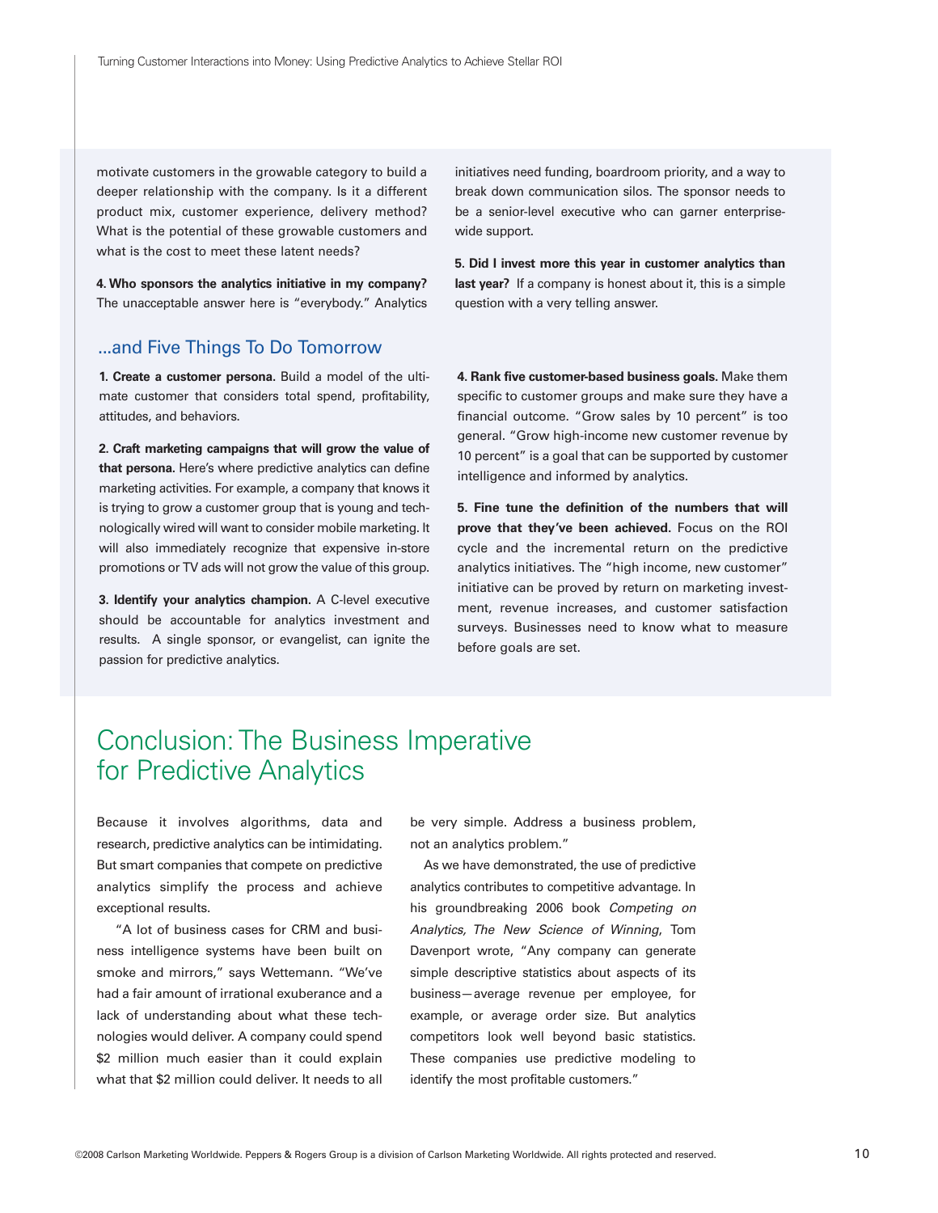motivate customers in the growable category to build a deeper relationship with the company. Is it a different product mix, customer experience, delivery method? What is the potential of these growable customers and what is the cost to meet these latent needs?

**4. Who sponsors the analytics initiative in my company?** The unacceptable answer here is "everybody." Analytics initiatives need funding, boardroom priority, and a way to break down communication silos. The sponsor needs to be a senior-level executive who can garner enterprise-wide support.

**5. Did I invest more this year in customer analytics than last year?** If a company is honest about it, this is a simple question with a very telling answer.

### ...and Five Things To Do Tomorrow

**1. Create a customer persona.** Build a model of the ultimate customer that considers total spend, profitability, attitudes, and behaviors.

**2. Craft marketing campaigns that will grow the value of that persona.** Here's where predictive analytics can define marketing activities. For example, a company that knows it is trying to grow a customer group that is young and technologically wired will want to consider mobile marketing. It will also immediately recognize that expensive in-store promotions or TV ads will not grow the value of this group.

**3. Identify your analytics champion.** A C-level executive should be accountable for analytics investment and results. A single sponsor, or evangelist, can ignite the passion for predictive analytics.

**4. Rank five customer-based business goals.** Make them specific to customer groups and make sure they have a financial outcome. "Grow sales by 10 percent" is too general. "Grow high-income new customer revenue by 10 percent" is a goal that can be supported by customer intelligence and informed by analytics.

**5. Fine tune the definition of the numbers that will prove that they've been achieved.** Focus on the ROI cycle and the incremental return on the predictive analytics initiatives. The "high income, new customer" initiative can be proved by return on marketing investment, revenue increases, and customer satisfaction surveys. Businesses need to know what to measure before goals are set.

## Conclusion: The Business Imperative for Predictive Analytics

Because it involves algorithms, data and research, predictive analytics can be intimidating. But smart companies that compete on predictive analytics simplify the process and achieve exceptional results.

"A lot of business cases for CRM and business intelligence systems have been built on smoke and mirrors," says Wettemann. "We've had a fair amount of irrational exuberance and a lack of understanding about what these technologies would deliver. A company could spend $2 million much easier than it could explain what that $2 million could deliver. It needs to all be very simple. Address a business problem, not an analytics problem."

As we have demonstrated, the use of predictive analytics contributes to competitive advantage. In his groundbreaking 2006 book *Competing on Analytics, The New Science of Winning*, Tom Davenport wrote, "Any company can generate simple descriptive statistics about aspects of its business—average revenue per employee, for example, or average order size. But analytics competitors look well beyond basic statistics. These companies use predictive modeling to identify the most profitable customers."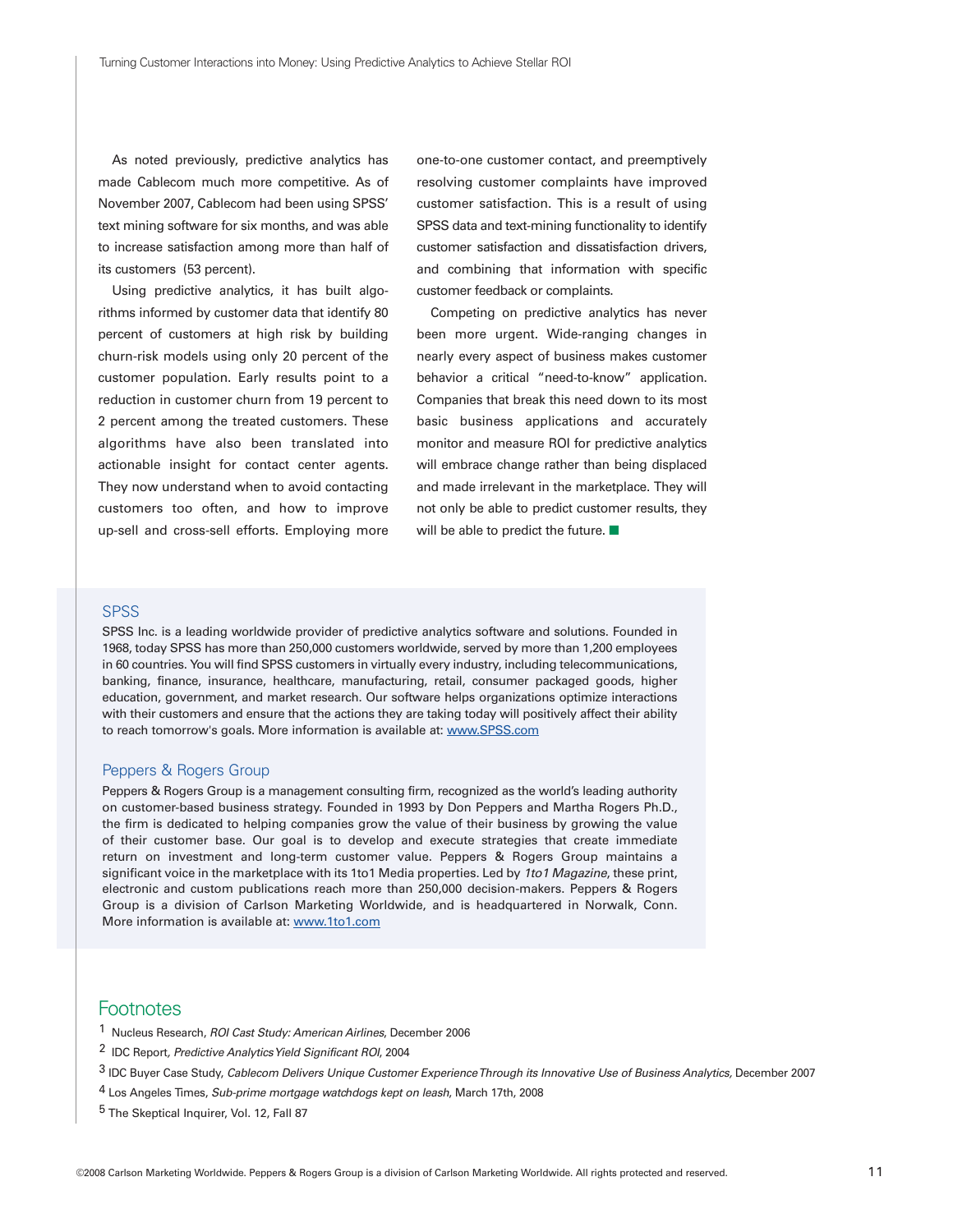As noted previously, predictive analytics has made Cablecom much more competitive. As of November 2007, Cablecom had been using SPSS' text mining software for six months, and was able to increase satisfaction among more than half of its customers (53 percent).

Using predictive analytics, it has built algorithms informed by customer data that identify 80 percent of customers at high risk by building churn-risk models using only 20 percent of the customer population. Early results point to a reduction in customer churn from 19 percent to 2 percent among the treated customers. These algorithms have also been translated into actionable insight for contact center agents. They now understand when to avoid contacting customers too often, and how to improve up-sell and cross-sell efforts. Employing more one-to-one customer contact, and preemptively resolving customer complaints have improved customer satisfaction. This is a result of using SPSS data and text-mining functionality to identify customer satisfaction and dissatisfaction drivers, and combining that information with specific customer feedback or complaints.

Competing on predictive analytics has never been more urgent. Wide-ranging changes in nearly every aspect of business makes customer behavior a critical "need-to-know" application. Companies that break this need down to its most basic business applications and accurately monitor and measure ROI for predictive analytics will embrace change rather than being displaced and made irrelevant in the marketplace. They will not only be able to predict customer results, they will be able to predict the future. ■

### SPSS

SPSS Inc. is a leading worldwide provider of predictive analytics software and solutions. Founded in 1968, today SPSS has more than 250,000 customers worldwide, served by more than 1,200 employees in 60 countries. You will find SPSS customers in virtually every industry, including telecommunications, banking, finance, insurance, healthcare, manufacturing, retail, consumer packaged goods, higher education, government, and market research. Our software helps organizations optimize interactions with their customers and ensure that the actions they are taking today will positively affect their ability to reach tomorrow's goals. More information is available at: www.SPSS.com

### Peppers & Rogers Group

Peppers & Rogers Group is a management consulting firm, recognized as the world's leading authority on customer-based business strategy. Founded in 1993 by Don Peppers and Martha Rogers Ph.D., the firm is dedicated to helping companies grow the value of their business by growing the value of their customer base. Our goal is to develop and execute strategies that create immediate return on investment and long-term customer value. Peppers & Rogers Group maintains a significant voice in the marketplace with its 1to1 Media properties. Led by *1to1 Magazine*, these print, electronic and custom publications reach more than 250,000 decision-makers. Peppers & Rogers Group is a division of Carlson Marketing Worldwide, and is headquartered in Norwalk, Conn. More information is available at: www.1to1.com

## Footnotes

[1] Nucleus Research, *ROI Cast Study: American Airlines*, December 2006

[2] IDC Report, *Predictive Analytics Yield Significant ROI*, 2004

[3] IDC Buyer Case Study, *Cablecom Delivers Unique Customer Experience Through its Innovative Use of Business Analytics*, December 2007

[4] Los Angeles Times, *Sub-prime mortgage watchdogs kept on leash*, March 17th, 2008

[5] The Skeptical Inquirer, Vol. 12, Fall 87

©2008 Carlson Marketing Worldwide. Peppers & Rogers Group is a division of Carlson Marketing Worldwide. All rights protected and reserved.